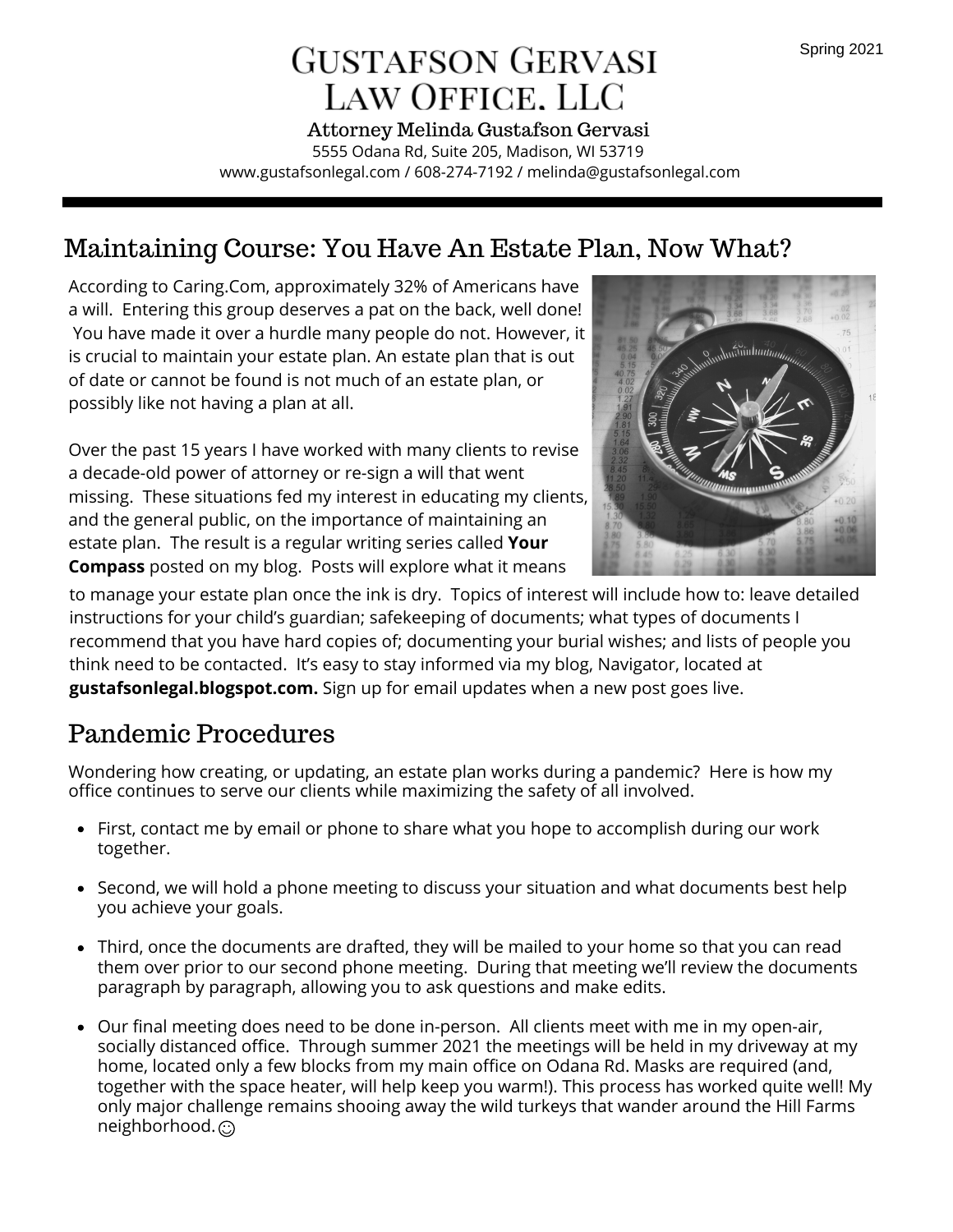Spring 2021

# Gustafson Gervasi Law Office, LLC

**Attorney Melinda Gustafson Gervasi**

5555 Odana Rd, Suite 205, Madison, WI 53719

www.gustafsonlegal.com / 608-274-7192 / melinda@gustafsonlegal.com

## Maintaining Course: You Have An Estate Plan, Now What?

According to Caring.Com, approximately 32% of Americans have a will. Entering this group deserves a pat on the back, well done! You have made it over a hurdle many people do not. However, it is crucial to maintain your estate plan. An estate plan that is out of date or cannot be found is not much of an estate plan, or possibly like not having a plan at all.

Over the past 15 years I have worked with many clients to revise a decade-old power of attorney or re-sign a will that went missing. These situations fed my interest in educating my clients, and the general public, on the importance of maintaining an estate plan. The result is a regular writing series called **Your Compass** posted on my blog. Posts will explore what it means to manage your estate plan once the ink is dry. Topics of interest will include how to: leave detailed instructions for your child's guardian; safekeeping of documents; what types of documents I recommend that you have hard copies of; documenting your burial wishes; and lists of people you think need to be contacted. It's easy to stay informed via my blog, Navigator, located at **gustafsonlegal.blogspot.com.** Sign up for email updates when a new post goes live.

## Pandemic Procedures

Wondering how creating, or updating, an estate plan works during a pandemic? Here is how my office continues to serve our clients while maximizing the safety of all involved.

- First, contact me by email or phone to share what you hope to accomplish during our work together.
- Second, we will hold a phone meeting to discuss your situation and what documents best help you achieve your goals.
- Third, once the documents are drafted, they will be mailed to your home so that you can read them over prior to our second phone meeting. During that meeting we'll review the documents paragraph by paragraph, allowing you to ask questions and make edits.
- Our final meeting does need to be done in-person. All clients meet with me in my open-air, socially distanced office. Through summer 2021 the meetings will be held in my driveway at my home, located only a few blocks from my main office on Odana Rd. Masks are required (and, together with the space heater, will help keep you warm!). This process has worked quite well! My only major challenge remains shooing away the wild turkeys that wander around the Hill Farms neighborhood. ☺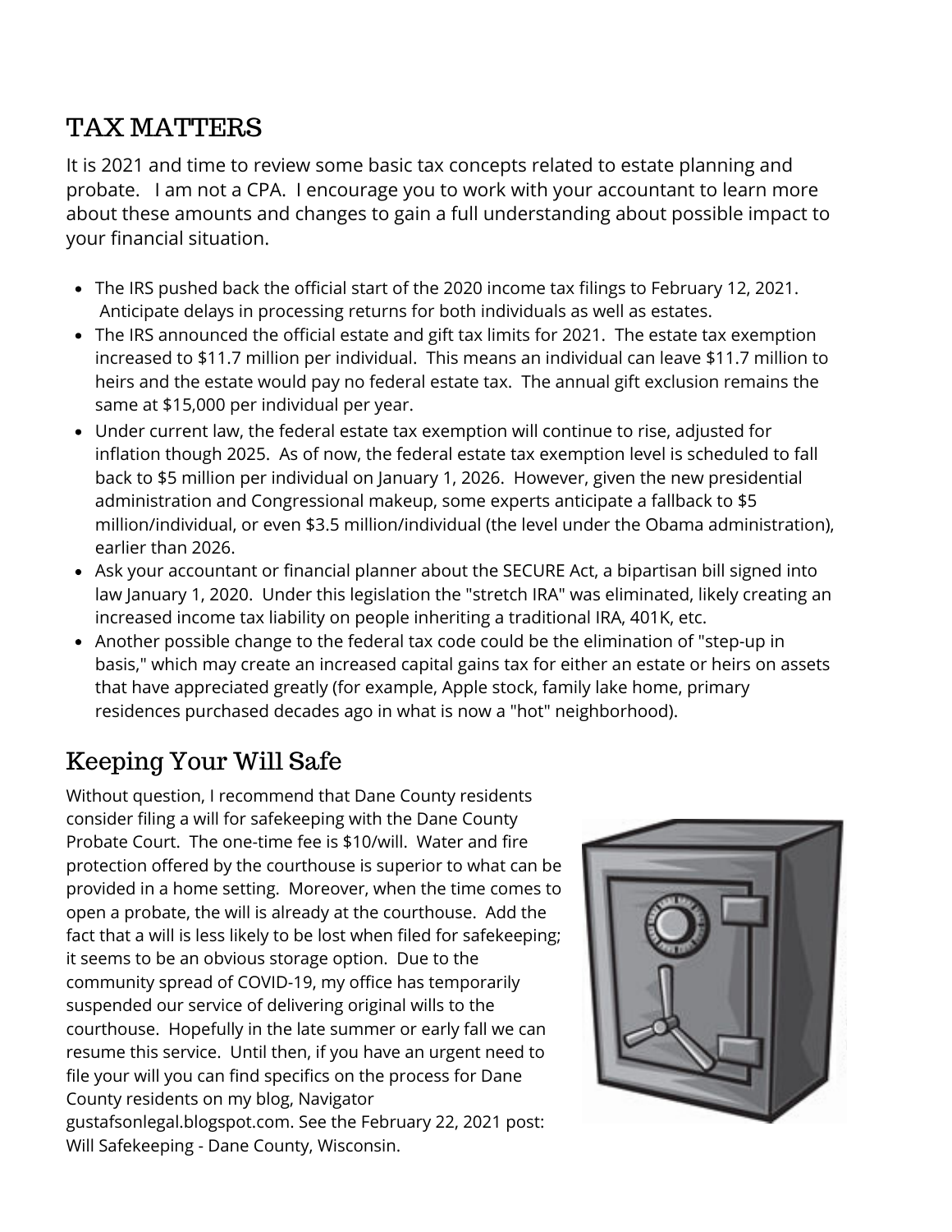## TAX MATTERS

It is 2021 and time to review some basic tax concepts related to estate planning and probate. I am not a CPA. I encourage you to work with your accountant to learn more about these amounts and changes to gain a full understanding about possible impact to your financial situation.

- The IRS pushed back the official start of the 2020 income tax filings to February 12, 2021. Anticipate delays in processing returns for both individuals as well as estates.
- The IRS announced the official estate and gift tax limits for 2021. The estate tax exemption increased to $11.7 million per individual. This means an individual can leave $11.7 million to heirs and the estate would pay no federal estate tax. The annual gift exclusion remains the same at $15,000 per individual per year.
- Under current law, the federal estate tax exemption will continue to rise, adjusted for inflation though 2025. As of now, the federal estate tax exemption level is scheduled to fall back to $5 million per individual on January 1, 2026. However, given the new presidential administration and Congressional makeup, some experts anticipate a fallback to $5 million/individual, or even $3.5 million/individual (the level under the Obama administration), earlier than 2026.
- Ask your accountant or financial planner about the SECURE Act, a bipartisan bill signed into law January 1, 2020. Under this legislation the "stretch IRA" was eliminated, likely creating an increased income tax liability on people inheriting a traditional IRA, 401K, etc.
- Another possible change to the federal tax code could be the elimination of "step-up in basis," which may create an increased capital gains tax for either an estate or heirs on assets that have appreciated greatly (for example, Apple stock, family lake home, primary residences purchased decades ago in what is now a "hot" neighborhood).

## Keeping Your Will Safe

Without question, I recommend that Dane County residents consider filing a will for safekeeping with the Dane County Probate Court. The one-time fee is $10/will. Water and fire protection offered by the courthouse is superior to what can be provided in a home setting. Moreover, when the time comes to open a probate, the will is already at the courthouse. Add the fact that a will is less likely to be lost when filed for safekeeping; it seems to be an obvious storage option. Due to the community spread of COVID-19, my office has temporarily suspended our service of delivering original wills to the courthouse. Hopefully in the late summer or early fall we can resume this service. Until then, if you have an urgent need to file your will you can find specifics on the process for Dane County residents on my blog, Navigator gustafsonlegal.blogspot.com. See the February 22, 2021 post: Will Safekeeping - Dane County, Wisconsin.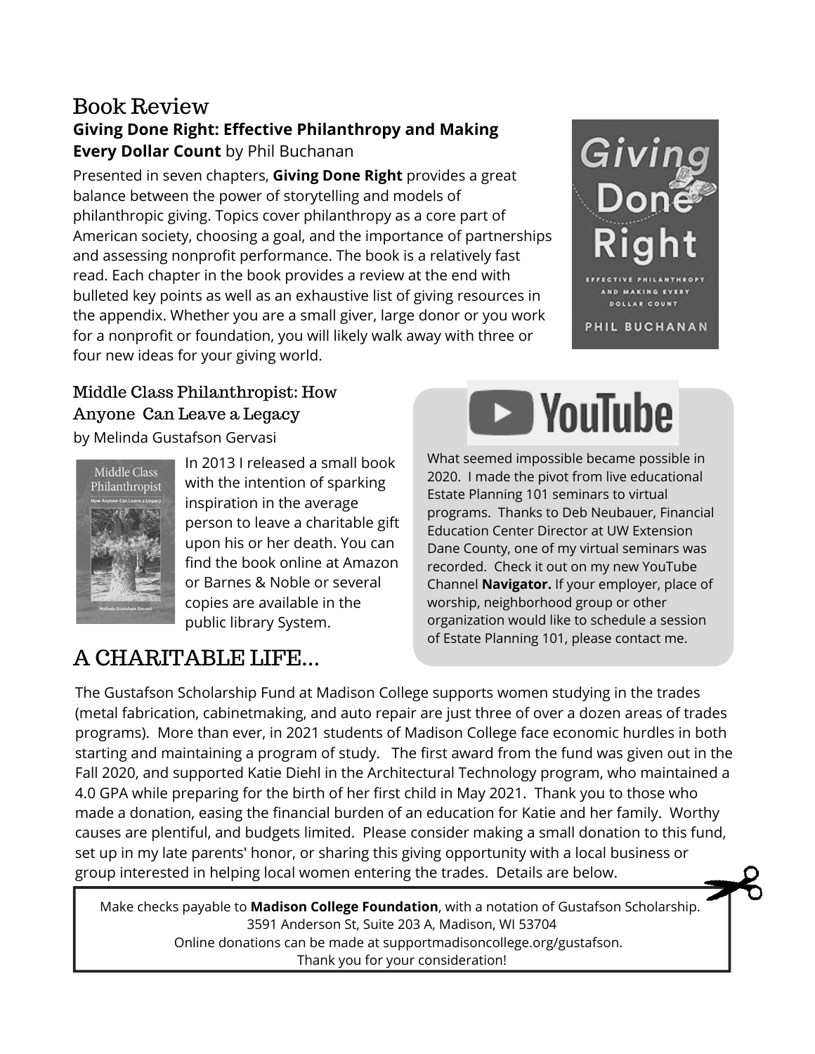## Book Review

**Giving Done Right: Effective Philanthropy and Making Every Dollar Count** by Phil Buchanan

Presented in seven chapters, **Giving Done Right** provides a great balance between the power of storytelling and models of philanthropic giving. Topics cover philanthropy as a core part of American society, choosing a goal, and the importance of partnerships and assessing nonprofit performance. The book is a relatively fast read. Each chapter in the book provides a review at the end with bulleted key points as well as an exhaustive list of giving resources in the appendix. Whether you are a small giver, large donor or you work for a nonprofit or foundation, you will likely walk away with three or four new ideas for your giving world.

### Middle Class Philanthropist: How Anyone Can Leave a Legacy

by Melinda Gustafson Gervasi

In 2013 I released a small book with the intention of sparking inspiration in the average person to leave a charitable gift upon his or her death. You can find the book online at Amazon or Barnes & Noble or several copies are available in the public library System.

### YouTube

What seemed impossible became possible in 2020. I made the pivot from live educational Estate Planning 101 seminars to virtual programs. Thanks to Deb Neubauer, Financial Education Center Director at UW Extension Dane County, one of my virtual seminars was recorded. Check it out on my new YouTube Channel **Navigator.** If your employer, place of worship, neighborhood group or other organization would like to schedule a session of Estate Planning 101, please contact me.

## A CHARITABLE LIFE...

The Gustafson Scholarship Fund at Madison College supports women studying in the trades (metal fabrication, cabinetmaking, and auto repair are just three of over a dozen areas of trades programs). More than ever, in 2021 students of Madison College face economic hurdles in both starting and maintaining a program of study. The first award from the fund was given out in the Fall 2020, and supported Katie Diehl in the Architectural Technology program, who maintained a 4.0 GPA while preparing for the birth of her first child in May 2021. Thank you to those who made a donation, easing the financial burden of an education for Katie and her family. Worthy causes are plentiful, and budgets limited. Please consider making a small donation to this fund, set up in my late parents' honor, or sharing this giving opportunity with a local business or group interested in helping local women entering the trades. Details are below.

Make checks payable to **Madison College Foundation**, with a notation of Gustafson Scholarship.
3591 Anderson St, Suite 203 A, Madison, WI 53704
Online donations can be made at supportmadisoncollege.org/gustafson.
Thank you for your consideration!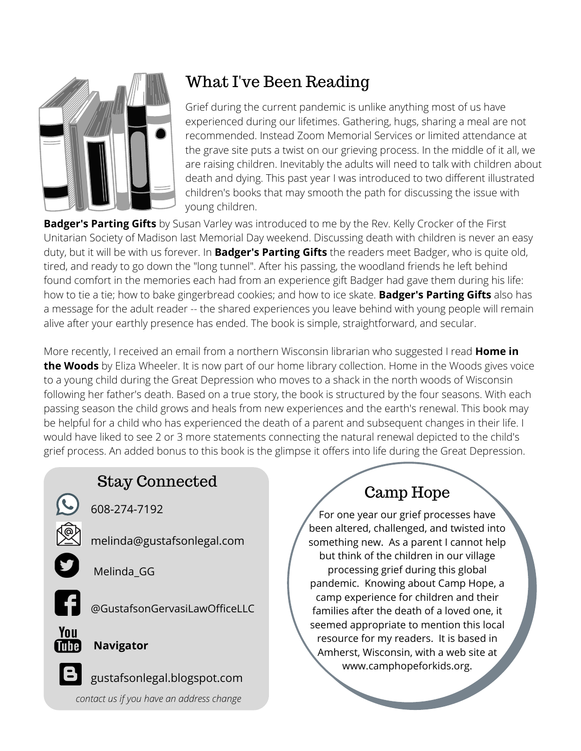## What I've Been Reading

Grief during the current pandemic is unlike anything most of us have experienced during our lifetimes. Gathering, hugs, sharing a meal are not recommended. Instead Zoom Memorial Services or limited attendance at the grave site puts a twist on our grieving process. In the middle of it all, we are raising children. Inevitably the adults will need to talk with children about death and dying. This past year I was introduced to two different illustrated children's books that may smooth the path for discussing the issue with young children.

**Badger's Parting Gifts** by Susan Varley was introduced to me by the Rev. Kelly Crocker of the First Unitarian Society of Madison last Memorial Day weekend. Discussing death with children is never an easy duty, but it will be with us forever. In **Badger's Parting Gifts** the readers meet Badger, who is quite old, tired, and ready to go down the "long tunnel". After his passing, the woodland friends he left behind found comfort in the memories each had from an experience gift Badger had gave them during his life: how to tie a tie; how to bake gingerbread cookies; and how to ice skate. **Badger's Parting Gifts** also has a message for the adult reader -- the shared experiences you leave behind with young people will remain alive after your earthly presence has ended. The book is simple, straightforward, and secular.

More recently, I received an email from a northern Wisconsin librarian who suggested I read **Home in the Woods** by Eliza Wheeler. It is now part of our home library collection. Home in the Woods gives voice to a young child during the Great Depression who moves to a shack in the north woods of Wisconsin following her father's death. Based on a true story, the book is structured by the four seasons. With each passing season the child grows and heals from new experiences and the earth's renewal. This book may be helpful for a child who has experienced the death of a parent and subsequent changes in their life. I would have liked to see 2 or 3 more statements connecting the natural renewal depicted to the child's grief process. An added bonus to this book is the glimpse it offers into life during the Great Depression.

## Stay Connected

608-274-7192

melinda@gustafsonlegal.com

Melinda_GG

@GustafsonGervasiLawOfficeLLC

**Navigator**

gustafsonlegal.blogspot.com

*contact us if you have an address change*

## Camp Hope

For one year our grief processes have been altered, challenged, and twisted into something new. As a parent I cannot help but think of the children in our village processing grief during this global pandemic. Knowing about Camp Hope, a camp experience for children and their families after the death of a loved one, it seemed appropriate to mention this local resource for my readers. It is based in Amherst, Wisconsin, with a web site at www.camphopeforkids.org.